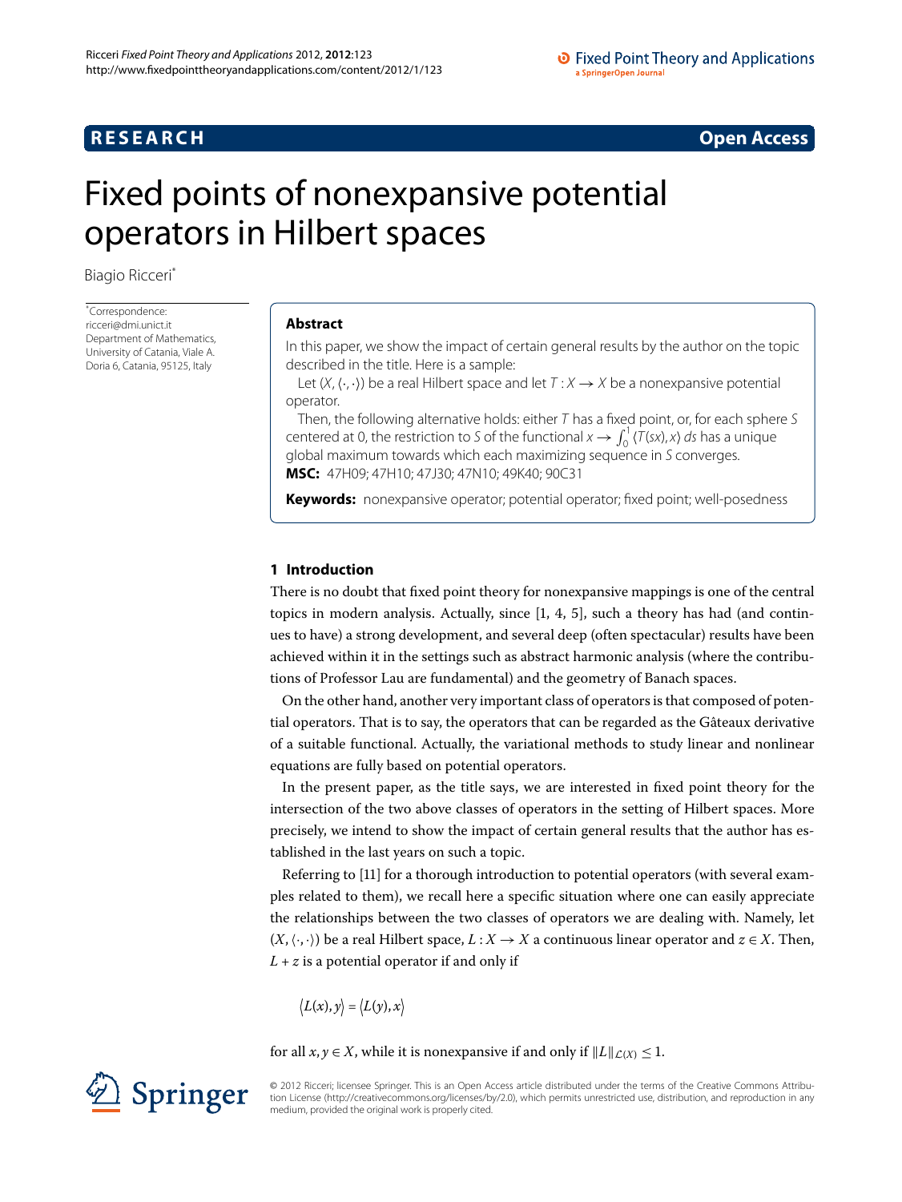RESEARCH — Open Access

# Fixed points of nonexpansive potential operators in Hilbert spaces

Biagio Ricceri*

*Correspondence: ricceri@dmi.unict.it
Department of Mathematics, University of Catania, Viale A. Doria 6, Catania, 95125, Italy

## Abstract

In this paper, we show the impact of certain general results by the author on the topic described in the title. Here is a sample:

Let $(X, \langle\cdot,\cdot\rangle)$ be a real Hilbert space and let $T : X \to X$ be a nonexpansive potential operator.

Then, the following alternative holds: either $T$ has a fixed point, or, for each sphere $S$ centered at 0, the restriction to $S$ of the functional $x \to \int_0^1 \langle T(sx), x\rangle \, ds$ has a unique global maximum towards which each maximizing sequence in $S$ converges.

**MSC:** 47H09; 47H10; 47J30; 47N10; 49K40; 90C31

**Keywords:** nonexpansive operator; potential operator; fixed point; well-posedness

## 1 Introduction

There is no doubt that fixed point theory for nonexpansive mappings is one of the central topics in modern analysis. Actually, since [1, 4, 5], such a theory has had (and continues to have) a strong development, and several deep (often spectacular) results have been achieved within it in the settings such as abstract harmonic analysis (where the contributions of Professor Lau are fundamental) and the geometry of Banach spaces.

On the other hand, another very important class of operators is that composed of potential operators. That is to say, the operators that can be regarded as the Gâteaux derivative of a suitable functional. Actually, the variational methods to study linear and nonlinear equations are fully based on potential operators.

In the present paper, as the title says, we are interested in fixed point theory for the intersection of the two above classes of operators in the setting of Hilbert spaces. More precisely, we intend to show the impact of certain general results that the author has established in the last years on such a topic.

Referring to [11] for a thorough introduction to potential operators (with several examples related to them), we recall here a specific situation where one can easily appreciate the relationships between the two classes of operators we are dealing with. Namely, let $(X, \langle\cdot,\cdot\rangle)$ be a real Hilbert space, $L : X \to X$ a continuous linear operator and $z \in X$. Then, $L + z$ is a potential operator if and only if

$$\langle L(x), y\rangle = \langle L(y), x\rangle$$

for all $x, y \in X$, while it is nonexpansive if and only if $\|L\|_{\mathcal{L}(X)} \leq 1$.

© 2012 Ricceri; licensee Springer. This is an Open Access article distributed under the terms of the Creative Commons Attribution License (http://creativecommons.org/licenses/by/2.0), which permits unrestricted use, distribution, and reproduction in any medium, provided the original work is properly cited.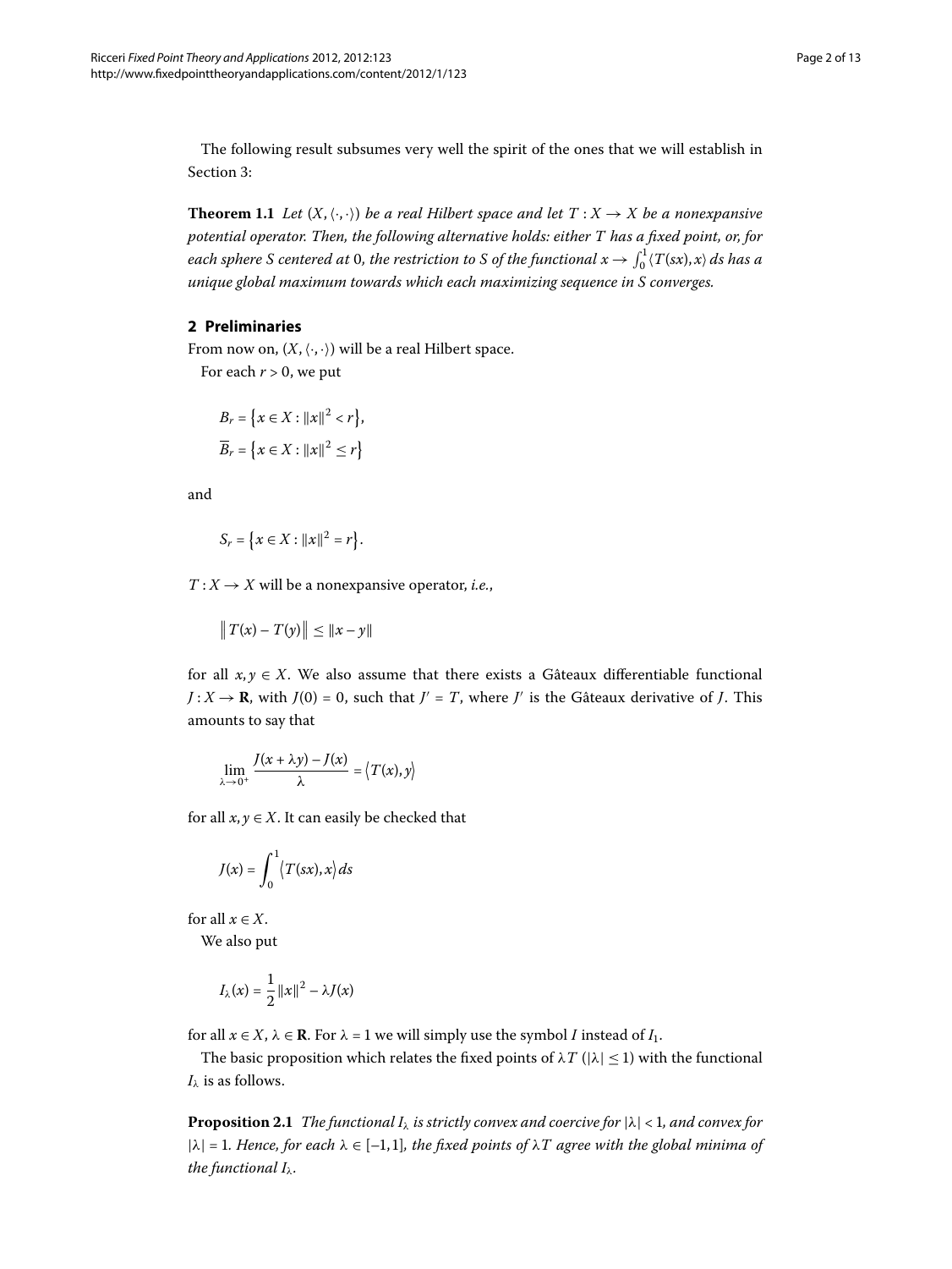The following result subsumes very well the spirit of the ones that we will establish in Section 3:

**Theorem 1.1** *Let $(X, \langle\cdot,\cdot\rangle)$ be a real Hilbert space and let $T : X \to X$ be a nonexpansive potential operator. Then, the following alternative holds: either $T$ has a fixed point, or, for each sphere $S$ centered at 0, the restriction to $S$ of the functional $x \to \int_0^1 \langle T(sx), x\rangle\, ds$ has a unique global maximum towards which each maximizing sequence in $S$ converges.*

## 2 Preliminaries

From now on, $(X, \langle\cdot,\cdot\rangle)$ will be a real Hilbert space.

For each $r > 0$, we put

$$B_r = \left\{x \in X : \|x\|^2 < r\right\},$$
$$\overline{B}_r = \left\{x \in X : \|x\|^2 \leq r\right\}$$

and

$$S_r = \left\{x \in X : \|x\|^2 = r\right\}.$$

$T : X \to X$ will be a nonexpansive operator, *i.e.*,

$$\left\| T(x) - T(y)\right\| \leq \|x - y\|$$

for all $x, y \in X$. We also assume that there exists a Gâteaux differentiable functional $J : X \to \mathbf{R}$, with $J(0) = 0$, such that $J' = T$, where $J'$ is the Gâteaux derivative of $J$. This amounts to say that

$$\lim_{\lambda \to 0^+} \frac{J(x + \lambda y) - J(x)}{\lambda} = \left\langle T(x), y\right\rangle$$

for all $x, y \in X$. It can easily be checked that

$$J(x) = \int_0^1 \left\langle T(sx), x\right\rangle ds$$

for all $x \in X$.

We also put

$$I_\lambda(x) = \frac{1}{2}\|x\|^2 - \lambda J(x)$$

for all $x \in X$, $\lambda \in \mathbf{R}$. For $\lambda = 1$ we will simply use the symbol $I$ instead of $I_1$.

The basic proposition which relates the fixed points of $\lambda T$ ($|\lambda| \leq 1$) with the functional $I_\lambda$ is as follows.

**Proposition 2.1** *The functional $I_\lambda$ is strictly convex and coercive for $|\lambda| < 1$, and convex for $|\lambda| = 1$. Hence, for each $\lambda \in [-1, 1]$, the fixed points of $\lambda T$ agree with the global minima of the functional $I_\lambda$.*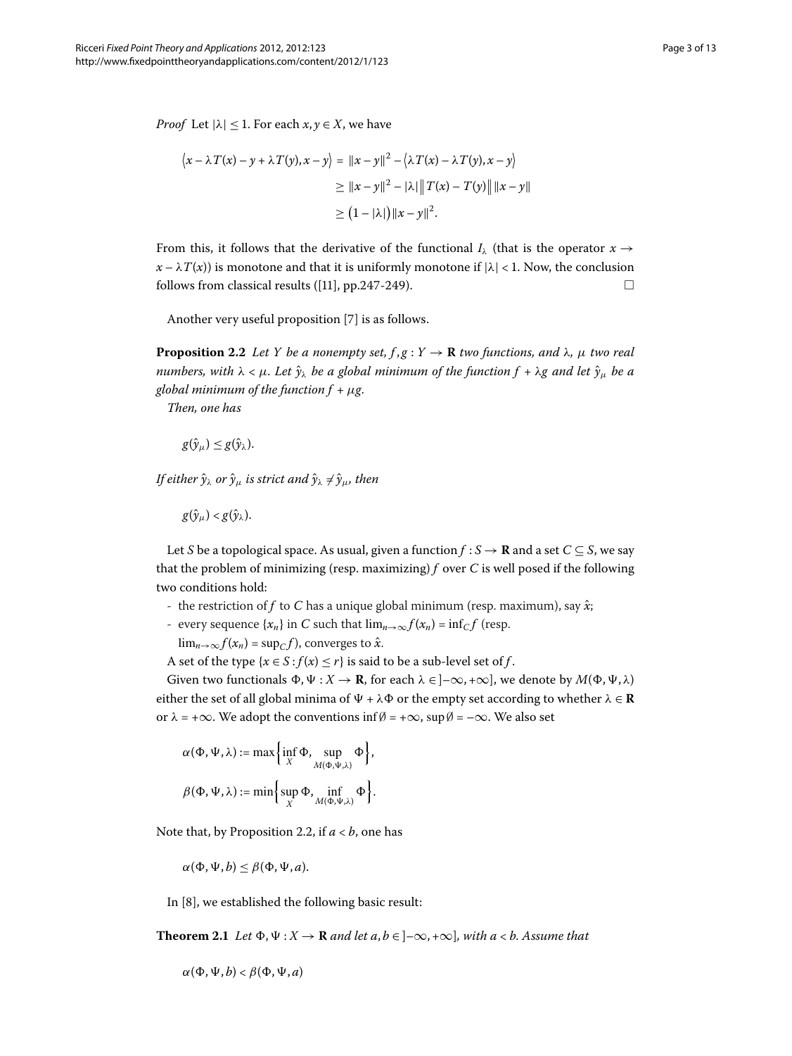*Proof* Let $|\lambda| \leq 1$. For each $x, y \in X$, we have

$$\begin{aligned}
\langle x - \lambda T(x) - y + \lambda T(y), x - y \rangle &= \|x - y\|^2 - \langle \lambda T(x) - \lambda T(y), x - y \rangle \\
&\geq \|x - y\|^2 - |\lambda| \|T(x) - T(y)\| \|x - y\| \\
&\geq (1 - |\lambda|) \|x - y\|^2.
\end{aligned}$$

From this, it follows that the derivative of the functional $I_\lambda$ (that is the operator $x \to x - \lambda T(x)$) is monotone and that it is uniformly monotone if $|\lambda| < 1$. Now, the conclusion follows from classical results ([11], pp.247-249). $\square$

Another very useful proposition [7] is as follows.

**Proposition 2.2** *Let $Y$ be a nonempty set, $f, g : Y \to \mathbf{R}$ two functions, and $\lambda$, $\mu$ two real numbers, with $\lambda < \mu$. Let $\hat{y}_\lambda$ be a global minimum of the function $f + \lambda g$ and let $\hat{y}_\mu$ be a global minimum of the function $f + \mu g$.*

*Then, one has*

$$g(\hat{y}_\mu) \leq g(\hat{y}_\lambda).$$

*If either $\hat{y}_\lambda$ or $\hat{y}_\mu$ is strict and $\hat{y}_\lambda \neq \hat{y}_\mu$, then*

$$g(\hat{y}_\mu) < g(\hat{y}_\lambda).$$

Let $S$ be a topological space. As usual, given a function $f : S \to \mathbf{R}$ and a set $C \subseteq S$, we say that the problem of minimizing (resp. maximizing) $f$ over $C$ is well posed if the following two conditions hold:

- the restriction of $f$ to $C$ has a unique global minimum (resp. maximum), say $\hat{x}$;
- every sequence $\{x_n\}$ in $C$ such that $\lim_{n\to\infty} f(x_n) = \inf_C f$ (resp. $\lim_{n\to\infty} f(x_n) = \sup_C f$), converges to $\hat{x}$.

A set of the type $\{x \in S : f(x) \leq r\}$ is said to be a sub-level set of $f$.

Given two functionals $\Phi, \Psi : X \to \mathbf{R}$, for each $\lambda \in ]-\infty, +\infty]$, we denote by $M(\Phi, \Psi, \lambda)$ either the set of all global minima of $\Psi + \lambda\Phi$ or the empty set according to whether $\lambda \in \mathbf{R}$ or $\lambda = +\infty$. We adopt the conventions $\inf \emptyset = +\infty$, $\sup \emptyset = -\infty$. We also set

$$\alpha(\Phi, \Psi, \lambda) := \max\left\{\inf_X \Phi, \sup_{M(\Phi,\Psi,\lambda)} \Phi\right\},$$

$$\beta(\Phi, \Psi, \lambda) := \min\left\{\sup_X \Phi, \inf_{M(\Phi,\Psi,\lambda)} \Phi\right\}.$$

Note that, by Proposition 2.2, if $a < b$, one has

$$\alpha(\Phi, \Psi, b) \leq \beta(\Phi, \Psi, a).$$

In [8], we established the following basic result:

**Theorem 2.1** *Let $\Phi, \Psi : X \to \mathbf{R}$ and let $a, b \in ]-\infty, +\infty]$, with $a < b$. Assume that*

$$\alpha(\Phi, \Psi, b) < \beta(\Phi, \Psi, a)$$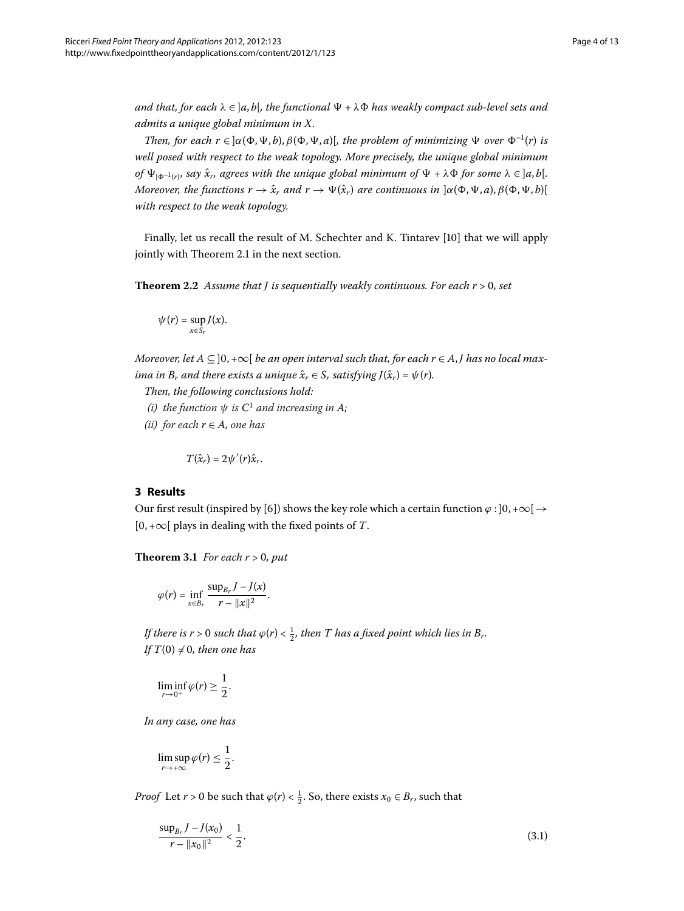*and that, for each $\lambda \in ]a, b[$, the functional $\Psi + \lambda\Phi$ has weakly compact sub-level sets and admits a unique global minimum in $X$.*

*Then, for each $r \in ]\alpha(\Phi, \Psi, b), \beta(\Phi, \Psi, a)[$, the problem of minimizing $\Psi$ over $\Phi^{-1}(r)$ is well posed with respect to the weak topology. More precisely, the unique global minimum of $\Psi_{|\Phi^{-1}(r)}$, say $\hat{x}_r$, agrees with the unique global minimum of $\Psi + \lambda\Phi$ for some $\lambda \in ]a, b[$. Moreover, the functions $r \to \hat{x}_r$ and $r \to \Psi(\hat{x}_r)$ are continuous in $]\alpha(\Phi, \Psi, a), \beta(\Phi, \Psi, b)[$ with respect to the weak topology.*

Finally, let us recall the result of M. Schechter and K. Tintarev [10] that we will apply jointly with Theorem 2.1 in the next section.

**Theorem 2.2** *Assume that $J$ is sequentially weakly continuous. For each $r > 0$, set*

$$\psi(r) = \sup_{x \in S_r} J(x).$$

*Moreover, let $A \subseteq ]0, +\infty[$ be an open interval such that, for each $r \in A$, $J$ has no local maxima in $B_r$ and there exists a unique $\hat{x}_r \in S_r$ satisfying $J(\hat{x}_r) = \psi(r)$.*

*Then, the following conclusions hold:*

*(i) the function $\psi$ is $C^1$ and increasing in $A$;*

*(ii) for each $r \in A$, one has*

$$T(\hat{x}_r) = 2\psi'(r)\hat{x}_r.$$

## 3 Results

Our first result (inspired by [6]) shows the key role which a certain function $\varphi : ]0, +\infty[ \to [0, +\infty[$ plays in dealing with the fixed points of $T$.

**Theorem 3.1** *For each $r > 0$, put*

$$\varphi(r) = \inf_{x \in B_r} \frac{\sup_{B_r} J - J(x)}{r - \|x\|^2}.$$

*If there is $r > 0$ such that $\varphi(r) < \frac{1}{2}$, then $T$ has a fixed point which lies in $B_r$.*

*If $T(0) \neq 0$, then one has*

$$\liminf_{r \to 0^+} \varphi(r) \geq \frac{1}{2}.$$

*In any case, one has*

$$\limsup_{r \to +\infty} \varphi(r) \leq \frac{1}{2}.$$

*Proof* Let $r > 0$ be such that $\varphi(r) < \frac{1}{2}$. So, there exists $x_0 \in B_r$, such that

$$\frac{\sup_{B_r} J - J(x_0)}{r - \|x_0\|^2} < \frac{1}{2}. \tag{3.1}$$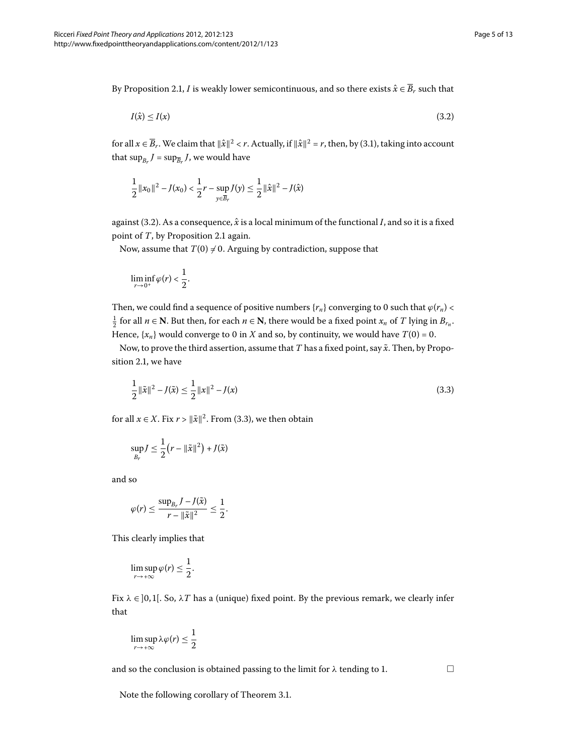By Proposition 2.1, $I$ is weakly lower semicontinuous, and so there exists $\hat{x} \in \overline{B}_r$ such that

$$I(\hat{x}) \leq I(x) \tag{3.2}$$

for all $x \in \overline{B}_r$. We claim that $\|\hat{x}\|^2 < r$. Actually, if $\|\hat{x}\|^2 = r$, then, by (3.1), taking into account that $\sup_{B_r} J = \sup_{\overline{B}_r} J$, we would have

$$\frac{1}{2}\|x_0\|^2 - J(x_0) < \frac{1}{2}r - \sup_{y \in \overline{B}_r} J(y) \leq \frac{1}{2}\|\hat{x}\|^2 - J(\hat{x})$$

against (3.2). As a consequence, $\hat{x}$ is a local minimum of the functional $I$, and so it is a fixed point of $T$, by Proposition 2.1 again.

Now, assume that $T(0) \neq 0$. Arguing by contradiction, suppose that

$$\liminf_{r \to 0^+} \varphi(r) < \frac{1}{2}.$$

Then, we could find a sequence of positive numbers $\{r_n\}$ converging to 0 such that $\varphi(r_n) < \frac{1}{2}$ for all $n \in \mathbf{N}$. But then, for each $n \in \mathbf{N}$, there would be a fixed point $x_n$ of $T$ lying in $B_{r_n}$. Hence, $\{x_n\}$ would converge to 0 in $X$ and so, by continuity, we would have $T(0) = 0$.

Now, to prove the third assertion, assume that $T$ has a fixed point, say $\tilde{x}$. Then, by Proposition 2.1, we have

$$\frac{1}{2}\|\tilde{x}\|^2 - J(\tilde{x}) \leq \frac{1}{2}\|x\|^2 - J(x) \tag{3.3}$$

for all $x \in X$. Fix $r > \|\tilde{x}\|^2$. From (3.3), we then obtain

$$\sup_{B_r} J \leq \frac{1}{2}\left(r - \|\tilde{x}\|^2\right) + J(\tilde{x})$$

and so

$$\varphi(r) \leq \frac{\sup_{B_r} J - J(\tilde{x})}{r - \|\tilde{x}\|^2} \leq \frac{1}{2}.$$

This clearly implies that

$$\limsup_{r \to +\infty} \varphi(r) \leq \frac{1}{2}.$$

Fix $\lambda \in ]0, 1[$. So, $\lambda T$ has a (unique) fixed point. By the previous remark, we clearly infer that

$$\limsup_{r \to +\infty} \lambda\varphi(r) \leq \frac{1}{2}$$

and so the conclusion is obtained passing to the limit for $\lambda$ tending to 1. $\square$

Note the following corollary of Theorem 3.1.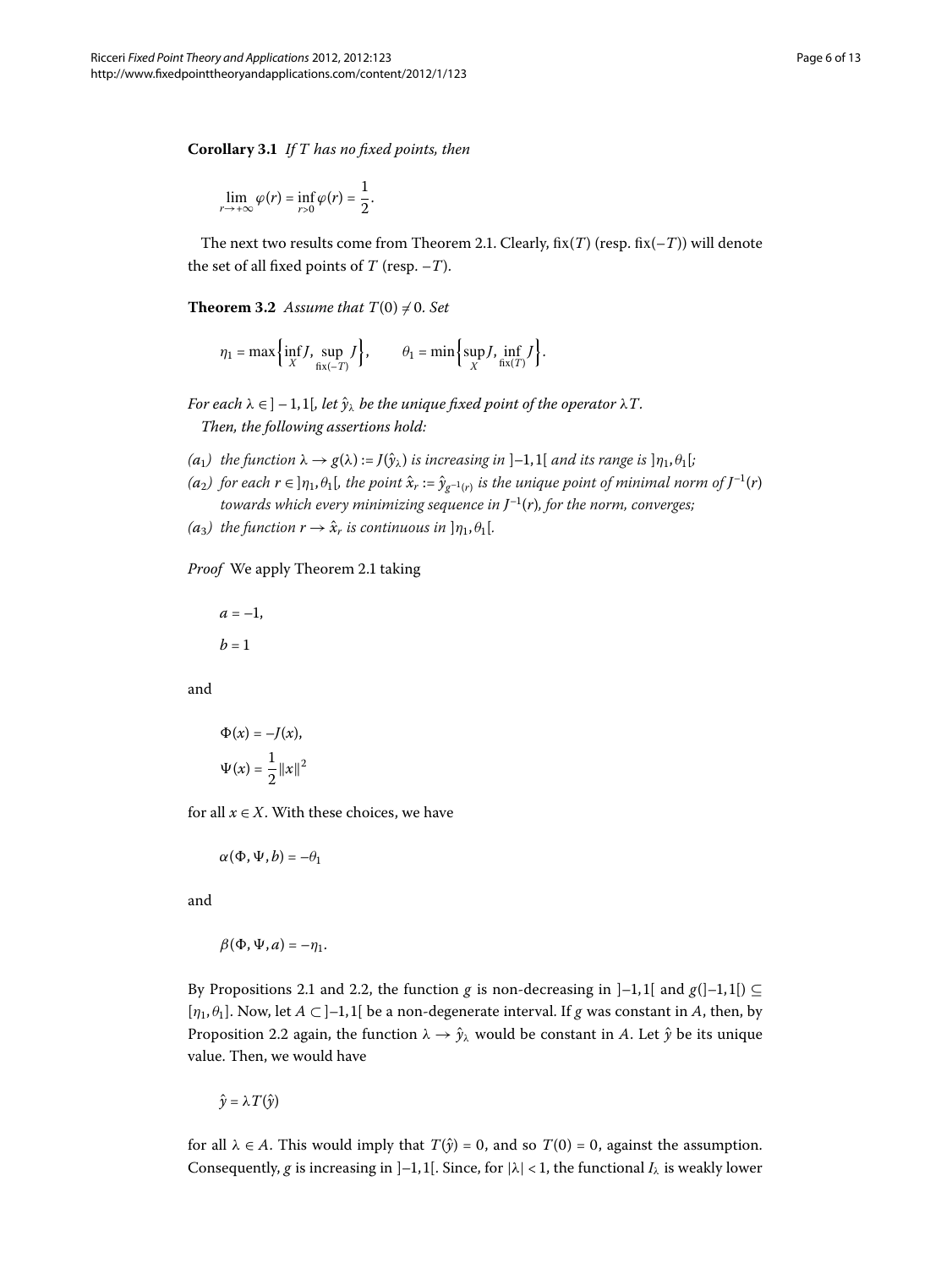**Corollary 3.1** *If $T$ has no fixed points, then*

$$\lim_{r\to+\infty}\varphi(r)=\inf_{r>0}\varphi(r)=\frac{1}{2}.$$

The next two results come from Theorem 2.1. Clearly, $\mathrm{fix}(T)$ (resp. $\mathrm{fix}(-T)$) will denote the set of all fixed points of $T$ (resp. $-T$).

**Theorem 3.2** *Assume that $T(0)\neq 0$. Set*

$$\eta_1=\max\Big\{\inf_X J,\ \sup_{\mathrm{fix}(-T)} J\Big\},\qquad \theta_1=\min\Big\{\sup_X J,\ \inf_{\mathrm{fix}(T)} J\Big\}.$$

*For each $\lambda\in\,]-1,1[$, let $\hat{y}_\lambda$ be the unique fixed point of the operator $\lambda T$.*
*Then, the following assertions hold:*

- $(a_1)$ *the function $\lambda\to g(\lambda):=J(\hat{y}_\lambda)$ is increasing in $]-1,1[$ and its range is $]\eta_1,\theta_1[$;*
- $(a_2)$ *for each $r\in\,]\eta_1,\theta_1[$, the point $\hat{x}_r:=\hat{y}_{g^{-1}(r)}$ is the unique point of minimal norm of $J^{-1}(r)$ towards which every minimizing sequence in $J^{-1}(r)$, for the norm, converges;*
- $(a_3)$ *the function $r\to\hat{x}_r$ is continuous in $]\eta_1,\theta_1[$.*

*Proof* We apply Theorem 2.1 taking

$$a=-1,$$
$$b=1$$

and

$$\Phi(x)=-J(x),$$
$$\Psi(x)=\frac{1}{2}\|x\|^2$$

for all $x\in X$. With these choices, we have

$$\alpha(\Phi,\Psi,b)=-\theta_1$$

and

$$\beta(\Phi,\Psi,a)=-\eta_1.$$

By Propositions 2.1 and 2.2, the function $g$ is non-decreasing in $]-1,1[$ and $g(]-1,1[)\subseteq[\eta_1,\theta_1]$. Now, let $A\subset\,]-1,1[$ be a non-degenerate interval. If $g$ was constant in $A$, then, by Proposition 2.2 again, the function $\lambda\to\hat{y}_\lambda$ would be constant in $A$. Let $\hat{y}$ be its unique value. Then, we would have

$$\hat{y}=\lambda T(\hat{y})$$

for all $\lambda\in A$. This would imply that $T(\hat{y})=0$, and so $T(0)=0$, against the assumption. Consequently, $g$ is increasing in $]-1,1[$. Since, for $|\lambda|<1$, the functional $I_\lambda$ is weakly lower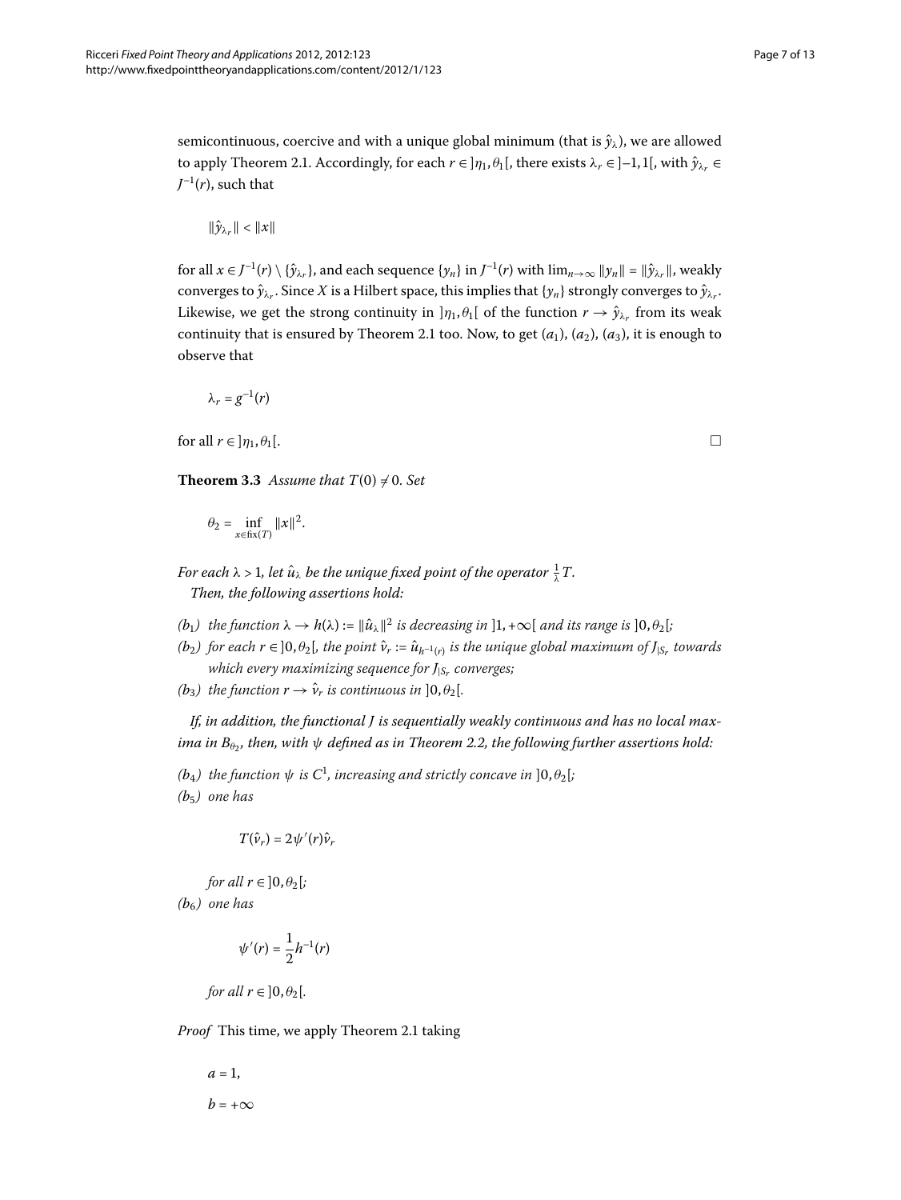semicontinuous, coercive and with a unique global minimum (that is $\hat{y}_\lambda$), we are allowed to apply Theorem 2.1. Accordingly, for each $r \in ]\eta_1, \theta_1[$, there exists $\lambda_r \in ]-1, 1[$, with $\hat{y}_{\lambda_r} \in J^{-1}(r)$, such that

$$\|\hat{y}_{\lambda_r}\| < \|x\|$$

for all $x \in J^{-1}(r) \setminus \{\hat{y}_{\lambda_r}\}$, and each sequence $\{y_n\}$ in $J^{-1}(r)$ with $\lim_{n\to\infty} \|y_n\| = \|\hat{y}_{\lambda_r}\|$, weakly converges to $\hat{y}_{\lambda_r}$. Since $X$ is a Hilbert space, this implies that $\{y_n\}$ strongly converges to $\hat{y}_{\lambda_r}$. Likewise, we get the strong continuity in $]\eta_1, \theta_1[$ of the function $r \to \hat{y}_{\lambda_r}$ from its weak continuity that is ensured by Theorem 2.1 too. Now, to get $(a_1)$, $(a_2)$, $(a_3)$, it is enough to observe that

$$\lambda_r = g^{-1}(r)$$

for all $r \in ]\eta_1, \theta_1[$. □

**Theorem 3.3** *Assume that $T(0) \neq 0$. Set*

$$\theta_2 = \inf_{x \in \mathrm{fix}(T)} \|x\|^2.$$

*For each $\lambda > 1$, let $\hat{u}_\lambda$ be the unique fixed point of the operator $\frac{1}{\lambda}T$.*
*Then, the following assertions hold:*

- *$(b_1)$ the function $\lambda \to h(\lambda) := \|\hat{u}_\lambda\|^2$ is decreasing in $]1, +\infty[$ and its range is $]0, \theta_2[$;*
- *$(b_2)$ for each $r \in ]0, \theta_2[$, the point $\hat{v}_r := \hat{u}_{h^{-1}(r)}$ is the unique global maximum of $J_{|S_r}$ towards which every maximizing sequence for $J_{|S_r}$ converges;*
- *$(b_3)$ the function $r \to \hat{v}_r$ is continuous in $]0, \theta_2[$.*

*If, in addition, the functional $J$ is sequentially weakly continuous and has no local maxima in $B_{\theta_2}$, then, with $\psi$ defined as in Theorem 2.2, the following further assertions hold:*

- *$(b_4)$ the function $\psi$ is $C^1$, increasing and strictly concave in $]0, \theta_2[$;*
- *$(b_5)$ one has*

  $$T(\hat{v}_r) = 2\psi'(r)\hat{v}_r$$

  *for all $r \in ]0, \theta_2[$;*
- *$(b_6)$ one has*

  $$\psi'(r) = \frac{1}{2}h^{-1}(r)$$

  *for all $r \in ]0, \theta_2[$.*

*Proof* This time, we apply Theorem 2.1 taking

$$a = 1,$$

$$b = +\infty$$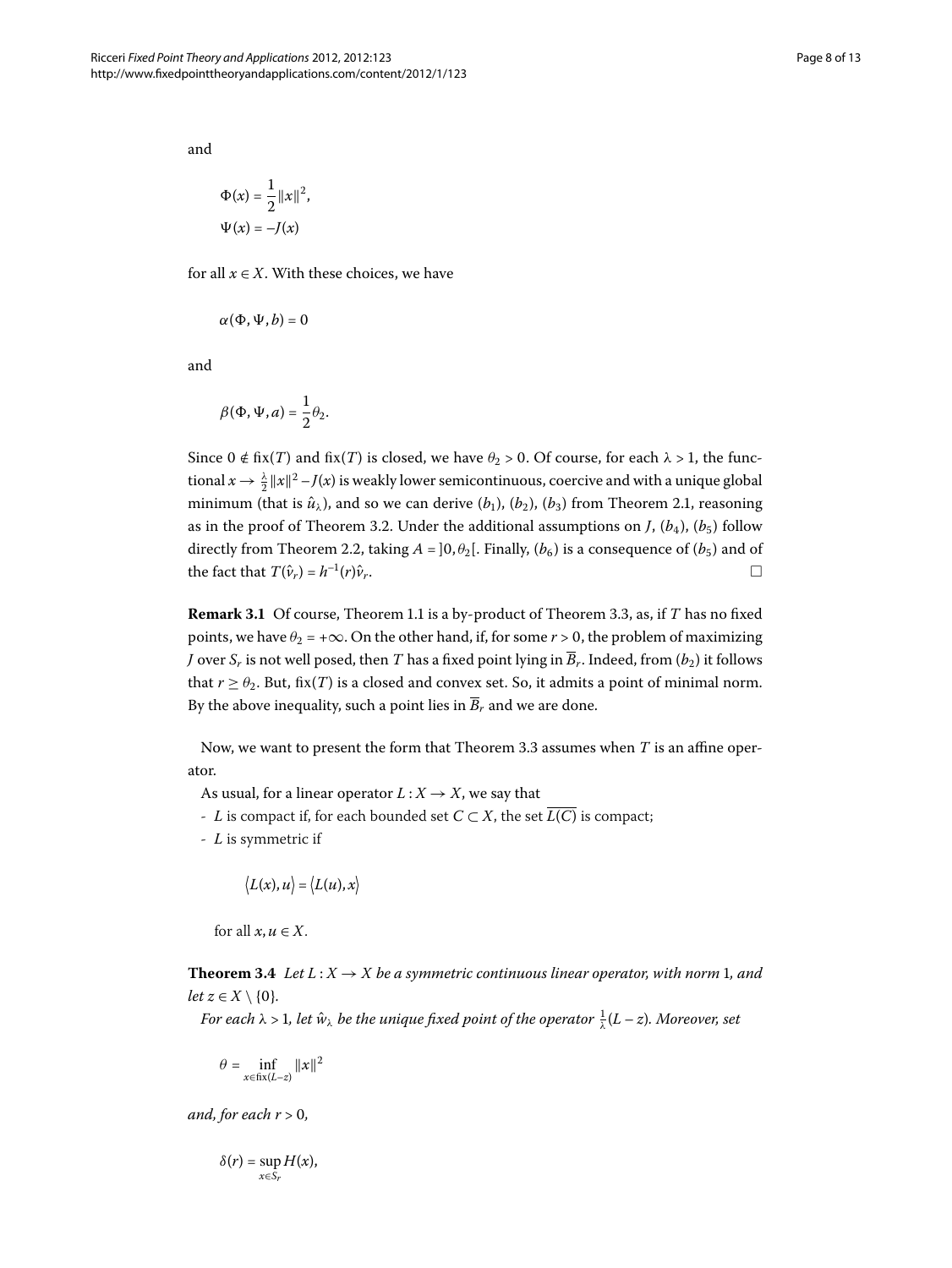and

$$\Phi(x) = \frac{1}{2}\|x\|^2,$$
$$\Psi(x) = -J(x)$$

for all $x \in X$. With these choices, we have

$$\alpha(\Phi, \Psi, b) = 0$$

and

$$\beta(\Phi, \Psi, a) = \frac{1}{2}\theta_2.$$

Since $0 \notin \text{fix}(T)$ and $\text{fix}(T)$ is closed, we have $\theta_2 > 0$. Of course, for each $\lambda > 1$, the functional $x \to \frac{\lambda}{2}\|x\|^2 - J(x)$ is weakly lower semicontinuous, coercive and with a unique global minimum (that is $\hat{u}_\lambda$), and so we can derive ($b_1$), ($b_2$), ($b_3$) from Theorem 2.1, reasoning as in the proof of Theorem 3.2. Under the additional assumptions on $J$, ($b_4$), ($b_5$) follow directly from Theorem 2.2, taking $A = ]0, \theta_2[$. Finally, ($b_6$) is a consequence of ($b_5$) and of the fact that $T(\hat{v}_r) = h^{-1}(r)\hat{v}_r$. □

**Remark 3.1** Of course, Theorem 1.1 is a by-product of Theorem 3.3, as, if $T$ has no fixed points, we have $\theta_2 = +\infty$. On the other hand, if, for some $r > 0$, the problem of maximizing $J$ over $S_r$ is not well posed, then $T$ has a fixed point lying in $\overline{B}_r$. Indeed, from ($b_2$) it follows that $r \geq \theta_2$. But, $\text{fix}(T)$ is a closed and convex set. So, it admits a point of minimal norm. By the above inequality, such a point lies in $\overline{B}_r$ and we are done.

Now, we want to present the form that Theorem 3.3 assumes when $T$ is an affine operator.

As usual, for a linear operator $L : X \to X$, we say that

- $L$ is compact if, for each bounded set $C \subset X$, the set $\overline{L(C)}$ is compact;
- $L$ is symmetric if

$$\langle L(x), u\rangle = \langle L(u), x\rangle$$

for all $x, u \in X$.

**Theorem 3.4** *Let $L : X \to X$ be a symmetric continuous linear operator, with norm 1, and let $z \in X \setminus \{0\}$.*

*For each $\lambda > 1$, let $\hat{w}_\lambda$ be the unique fixed point of the operator $\frac{1}{\lambda}(L - z)$. Moreover, set*

$$\theta = \inf_{x \in \text{fix}(L-z)} \|x\|^2$$

*and, for each $r > 0$,*

$$\delta(r) = \sup_{x \in S_r} H(x),$$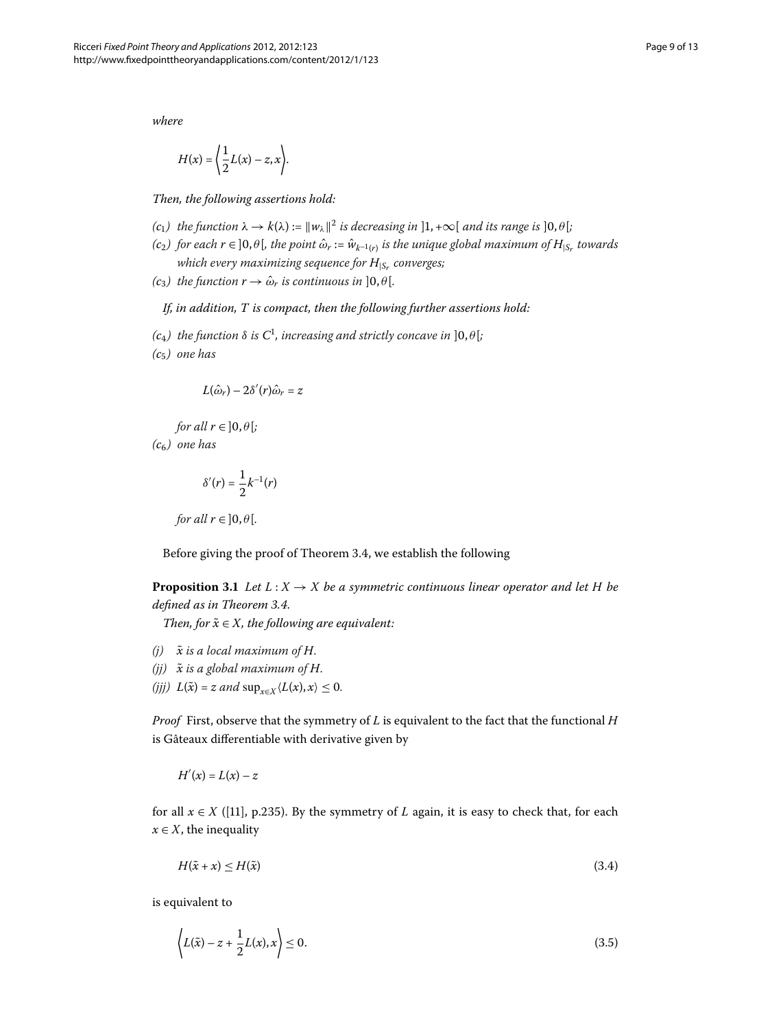*where*

$$H(x) = \left\langle \frac{1}{2}L(x) - z, x \right\rangle.$$

*Then, the following assertions hold:*

- *($c_1$) the function $\lambda \to k(\lambda) := \|w_\lambda\|^2$ is decreasing in $]1, +\infty[$ and its range is $]0, \theta[$;*
- *($c_2$) for each $r \in ]0, \theta[$, the point $\hat{\omega}_r := \hat{w}_{k^{-1}(r)}$ is the unique global maximum of $H_{|S_r}$ towards which every maximizing sequence for $H_{|S_r}$ converges;*
- *($c_3$) the function $r \to \hat{\omega}_r$ is continuous in $]0, \theta[$.*

*If, in addition, $T$ is compact, then the following further assertions hold:*

- *($c_4$) the function $\delta$ is $C^1$, increasing and strictly concave in $]0, \theta[$;*
- *($c_5$) one has*

$$L(\hat{\omega}_r) - 2\delta'(r)\hat{\omega}_r = z$$

*for all $r \in ]0, \theta[$;*

- *($c_6$) one has*

$$\delta'(r) = \frac{1}{2}k^{-1}(r)$$

*for all $r \in ]0, \theta[$.*

Before giving the proof of Theorem 3.4, we establish the following

**Proposition 3.1** *Let $L : X \to X$ be a symmetric continuous linear operator and let $H$ be defined as in Theorem 3.4.*

*Then, for $\tilde{x} \in X$, the following are equivalent:*

- *(j) $\tilde{x}$ is a local maximum of $H$.*
- *(jj) $\tilde{x}$ is a global maximum of $H$.*
- *(jjj) $L(\tilde{x}) = z$ and $\sup_{x \in X}\langle L(x), x\rangle \leq 0$.*

*Proof* First, observe that the symmetry of $L$ is equivalent to the fact that the functional $H$ is Gâteaux differentiable with derivative given by

$$H'(x) = L(x) - z$$

for all $x \in X$ ([11], p.235). By the symmetry of $L$ again, it is easy to check that, for each $x \in X$, the inequality

$$H(\tilde{x} + x) \leq H(\tilde{x}) \tag{3.4}$$

is equivalent to

$$\left\langle L(\tilde{x}) - z + \frac{1}{2}L(x), x \right\rangle \leq 0. \tag{3.5}$$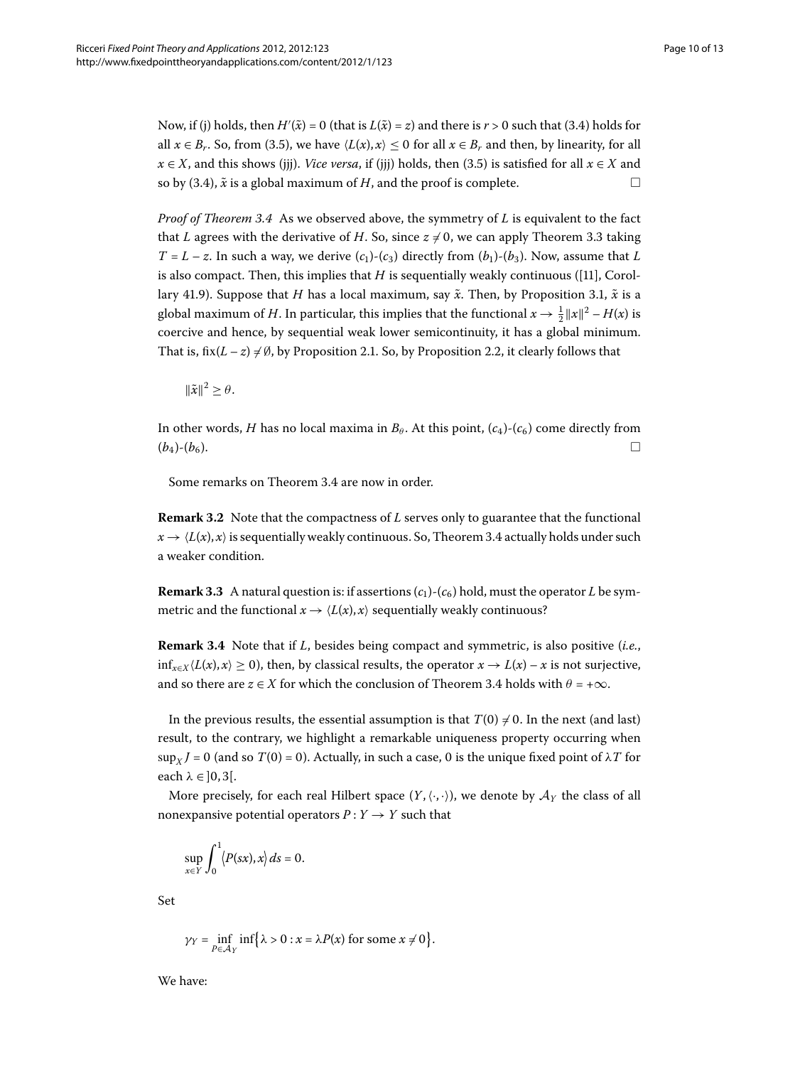Now, if (j) holds, then $H'(\tilde{x}) = 0$ (that is $L(\tilde{x}) = z$) and there is $r > 0$ such that (3.4) holds for all $x \in B_r$. So, from (3.5), we have $\langle L(x), x\rangle \leq 0$ for all $x \in B_r$ and then, by linearity, for all $x \in X$, and this shows (jjj). *Vice versa*, if (jjj) holds, then (3.5) is satisfied for all $x \in X$ and so by (3.4), $\tilde{x}$ is a global maximum of $H$, and the proof is complete. □

*Proof of Theorem 3.4* As we observed above, the symmetry of $L$ is equivalent to the fact that $L$ agrees with the derivative of $H$. So, since $z \neq 0$, we can apply Theorem 3.3 taking $T = L - z$. In such a way, we derive $(c_1)$-$(c_3)$ directly from $(b_1)$-$(b_3)$. Now, assume that $L$ is also compact. Then, this implies that $H$ is sequentially weakly continuous ([11], Corollary 41.9). Suppose that $H$ has a local maximum, say $\tilde{x}$. Then, by Proposition 3.1, $\tilde{x}$ is a global maximum of $H$. In particular, this implies that the functional $x \to \frac{1}{2}\|x\|^2 - H(x)$ is coercive and hence, by sequential weak lower semicontinuity, it has a global minimum. That is, $\mathrm{fix}(L - z) \neq \emptyset$, by Proposition 2.1. So, by Proposition 2.2, it clearly follows that

$$\|\tilde{x}\|^2 \geq \theta.$$

In other words, $H$ has no local maxima in $B_\theta$. At this point, $(c_4)$-$(c_6)$ come directly from $(b_4)$-$(b_6)$. □

Some remarks on Theorem 3.4 are now in order.

**Remark 3.2** Note that the compactness of $L$ serves only to guarantee that the functional $x \to \langle L(x), x\rangle$ is sequentially weakly continuous. So, Theorem 3.4 actually holds under such a weaker condition.

**Remark 3.3** A natural question is: if assertions $(c_1)$-$(c_6)$ hold, must the operator $L$ be symmetric and the functional $x \to \langle L(x), x\rangle$ sequentially weakly continuous?

**Remark 3.4** Note that if $L$, besides being compact and symmetric, is also positive (*i.e.*, $\inf_{x\in X}\langle L(x), x\rangle \geq 0$), then, by classical results, the operator $x \to L(x) - x$ is not surjective, and so there are $z \in X$ for which the conclusion of Theorem 3.4 holds with $\theta = +\infty$.

In the previous results, the essential assumption is that $T(0) \neq 0$. In the next (and last) result, to the contrary, we highlight a remarkable uniqueness property occurring when $\sup_X J = 0$ (and so $T(0) = 0$). Actually, in such a case, 0 is the unique fixed point of $\lambda T$ for each $\lambda \in ]0, 3[$.

More precisely, for each real Hilbert space $(Y, \langle\cdot,\cdot\rangle)$, we denote by $\mathcal{A}_Y$ the class of all nonexpansive potential operators $P : Y \to Y$ such that

$$\sup_{x\in Y} \int_0^1 \langle P(sx), x\rangle \, ds = 0.$$

Set

$$\gamma_Y = \inf_{P\in\mathcal{A}_Y} \inf\{\lambda > 0 : x = \lambda P(x) \text{ for some } x \neq 0\}.$$

We have: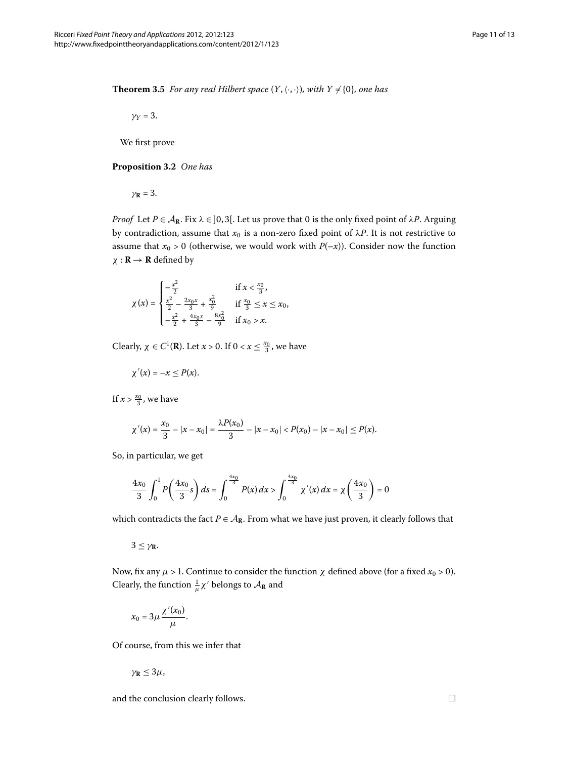**Theorem 3.5** *For any real Hilbert space* $(Y, \langle\cdot,\cdot\rangle)$*, with* $Y \neq \{0\}$*, one has*

$$\gamma_Y = 3.$$

We first prove

**Proposition 3.2** *One has*

$$\gamma_{\mathbf{R}} = 3.$$

*Proof* Let $P \in \mathcal{A}_{\mathbf{R}}$. Fix $\lambda \in ]0, 3[$. Let us prove that 0 is the only fixed point of $\lambda P$. Arguing by contradiction, assume that $x_0$ is a non-zero fixed point of $\lambda P$. It is not restrictive to assume that $x_0 > 0$ (otherwise, we would work with $P(-x)$). Consider now the function $\chi : \mathbf{R} \to \mathbf{R}$ defined by

$$\chi(x) = \begin{cases} -\frac{x^2}{2} & \text{if } x < \frac{x_0}{3}, \\ \frac{x^2}{2} - \frac{2x_0 x}{3} + \frac{x_0^2}{9} & \text{if } \frac{x_0}{3} \leq x \leq x_0, \\ -\frac{x^2}{2} + \frac{4x_0 x}{3} - \frac{8x_0^2}{9} & \text{if } x_0 > x. \end{cases}$$

Clearly, $\chi \in C^1(\mathbf{R})$. Let $x > 0$. If $0 < x \leq \frac{x_0}{3}$, we have

$$\chi'(x) = -x \leq P(x).$$

If $x > \frac{x_0}{3}$, we have

$$\chi'(x) = \frac{x_0}{3} - |x - x_0| = \frac{\lambda P(x_0)}{3} - |x - x_0| < P(x_0) - |x - x_0| \leq P(x).$$

So, in particular, we get

$$\frac{4x_0}{3}\int_0^1 P\left(\frac{4x_0}{3}s\right) ds = \int_0^{\frac{4x_0}{3}} P(x)\, dx > \int_0^{\frac{4x_0}{3}} \chi'(x)\, dx = \chi\left(\frac{4x_0}{3}\right) = 0$$

which contradicts the fact $P \in \mathcal{A}_{\mathbf{R}}$. From what we have just proven, it clearly follows that

$$3 \leq \gamma_{\mathbf{R}}.$$

Now, fix any $\mu > 1$. Continue to consider the function $\chi$ defined above (for a fixed $x_0 > 0$). Clearly, the function $\frac{1}{\mu}\chi'$ belongs to $\mathcal{A}_{\mathbf{R}}$ and

$$x_0 = 3\mu \frac{\chi'(x_0)}{\mu}.$$

Of course, from this we infer that

$$\gamma_{\mathbf{R}} \leq 3\mu,$$

and the conclusion clearly follows. □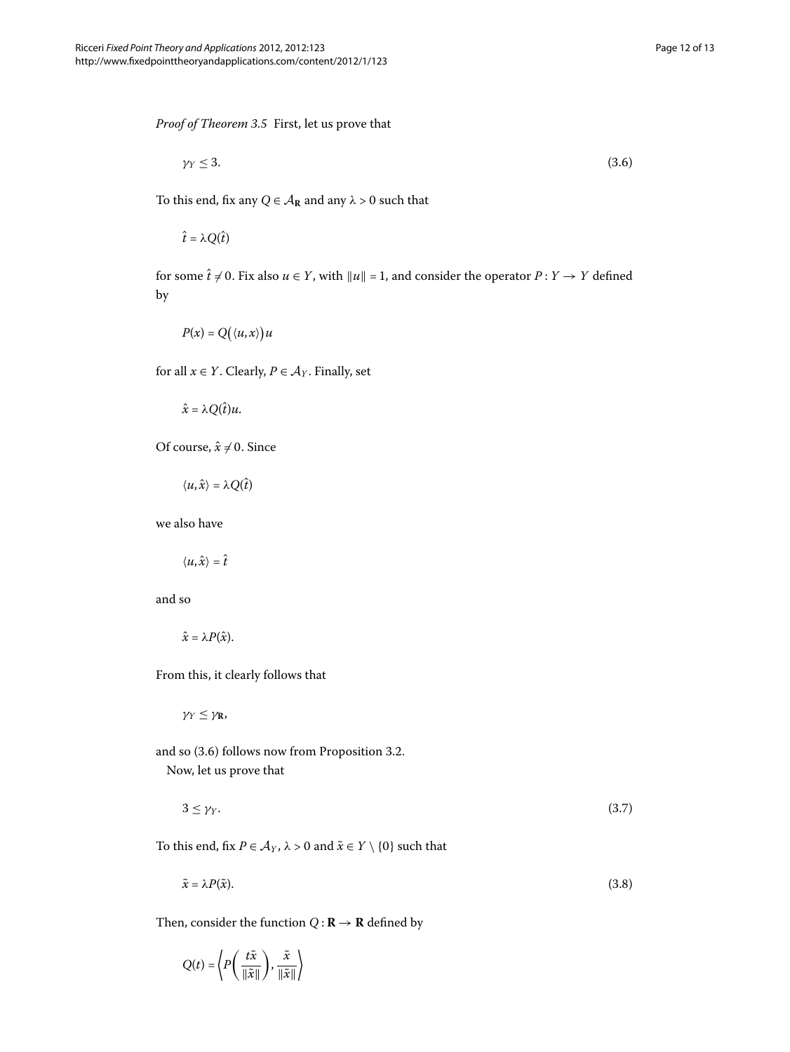*Proof of Theorem 3.5* First, let us prove that

$$\gamma_Y \leq 3. \tag{3.6}$$

To this end, fix any $Q \in \mathcal{A}_{\mathbf{R}}$ and any $\lambda > 0$ such that

$$\hat{t} = \lambda Q(\hat{t})$$

for some $\hat{t} \neq 0$. Fix also $u \in Y$, with $\|u\| = 1$, and consider the operator $P : Y \to Y$ defined by

$$P(x) = Q(\langle u, x\rangle)u$$

for all $x \in Y$. Clearly, $P \in \mathcal{A}_Y$. Finally, set

$$\hat{x} = \lambda Q(\hat{t})u.$$

Of course, $\hat{x} \neq 0$. Since

$$\langle u, \hat{x}\rangle = \lambda Q(\hat{t})$$

we also have

$$\langle u, \hat{x}\rangle = \hat{t}$$

and so

$$\hat{x} = \lambda P(\hat{x}).$$

From this, it clearly follows that

$$\gamma_Y \leq \gamma_{\mathbf{R}},$$

and so (3.6) follows now from Proposition 3.2.

Now, let us prove that

$$3 \leq \gamma_Y. \tag{3.7}$$

To this end, fix $P \in \mathcal{A}_Y$, $\lambda > 0$ and $\tilde{x} \in Y \setminus \{0\}$ such that

$$\tilde{x} = \lambda P(\tilde{x}). \tag{3.8}$$

Then, consider the function $Q : \mathbf{R} \to \mathbf{R}$ defined by

$$Q(t) = \left\langle P\left(\frac{t\tilde{x}}{\|\tilde{x}\|}\right), \frac{\tilde{x}}{\|\tilde{x}\|}\right\rangle$$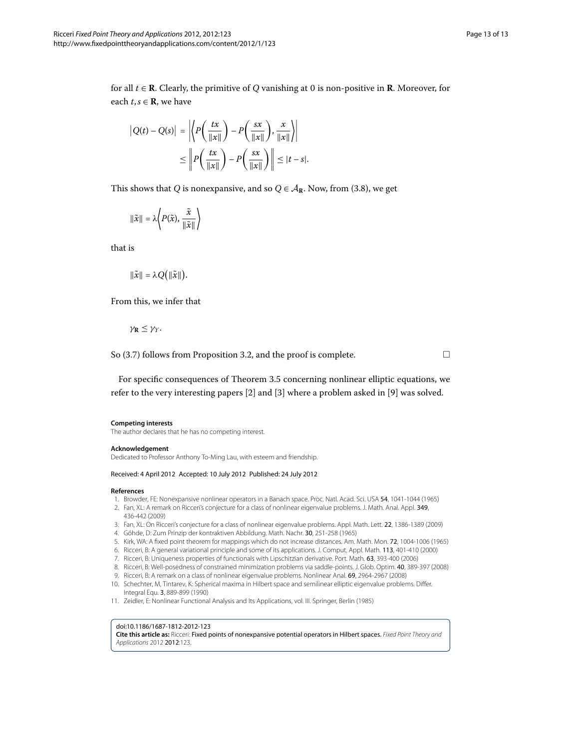for all $t \in \mathbf{R}$. Clearly, the primitive of $Q$ vanishing at 0 is non-positive in $\mathbf{R}$. Moreover, for each $t, s \in \mathbf{R}$, we have

$$
\begin{aligned}
|Q(t) - Q(s)| &= \left| \left\langle P\left(\frac{tx}{\|x\|}\right) - P\left(\frac{sx}{\|x\|}\right), \frac{x}{\|x\|} \right\rangle \right| \\
&\leq \left\| P\left(\frac{tx}{\|x\|}\right) - P\left(\frac{sx}{\|x\|}\right) \right\| \leq |t - s|.
\end{aligned}
$$

This shows that $Q$ is nonexpansive, and so $Q \in \mathcal{A}_{\mathbf{R}}$. Now, from (3.8), we get

$$
\|\tilde{x}\| = \lambda \left\langle P(\tilde{x}), \frac{\tilde{x}}{\|\tilde{x}\|} \right\rangle
$$

that is

$$
\|\tilde{x}\| = \lambda Q(\|\tilde{x}\|).
$$

From this, we infer that

$$
\gamma_{\mathbf{R}} \leq \gamma_Y.
$$

So (3.7) follows from Proposition 3.2, and the proof is complete. □

For specific consequences of Theorem 3.5 concerning nonlinear elliptic equations, we refer to the very interesting papers [2] and [3] where a problem asked in [9] was solved.

**Competing interests**

The author declares that he has no competing interest.

**Acknowledgement**

Dedicated to Professor Anthony To-Ming Lau, with esteem and friendship.

Received: 4 April 2012 Accepted: 10 July 2012 Published: 24 July 2012

**References**

1. Browder, FE: Nonexpansive nonlinear operators in a Banach space. Proc. Natl. Acad. Sci. USA **54**, 1041-1044 (1965)
2. Fan, XL: A remark on Ricceri's conjecture for a class of nonlinear eigenvalue problems. J. Math. Anal. Appl. **349**, 436-442 (2009)
3. Fan, XL: On Ricceri's conjecture for a class of nonlinear eigenvalue problems. Appl. Math. Lett. **22**, 1386-1389 (2009)
4. Göhde, D: Zum Prinzip der kontraktiven Abbildung. Math. Nachr. **30**, 251-258 (1965)
5. Kirk, WA: A fixed point theorem for mappings which do not increase distances. Am. Math. Mon. **72**, 1004-1006 (1965)
6. Ricceri, B: A general variational principle and some of its applications. J. Comput. Appl. Math. **113**, 401-410 (2000)
7. Ricceri, B: Uniqueness properties of functionals with Lipschitzian derivative. Port. Math. **63**, 393-400 (2006)
8. Ricceri, B: Well-posedness of constrained minimization problems via saddle-points. J. Glob. Optim. **40**, 389-397 (2008)
9. Ricceri, B: A remark on a class of nonlinear eigenvalue problems. Nonlinear Anal. **69**, 2964-2967 (2008)
10. Schechter, M, Tintarev, K: Spherical maxima in Hilbert space and semilinear elliptic eigenvalue problems. Differ. Integral Equ. **3**, 889-899 (1990)
11. Zeidler, E: Nonlinear Functional Analysis and Its Applications, vol. III. Springer, Berlin (1985)

doi:10.1186/1687-1812-2012-123

**Cite this article as:** Ricceri: Fixed points of nonexpansive potential operators in Hilbert spaces. *Fixed Point Theory and Applications* 2012 **2012**:123.